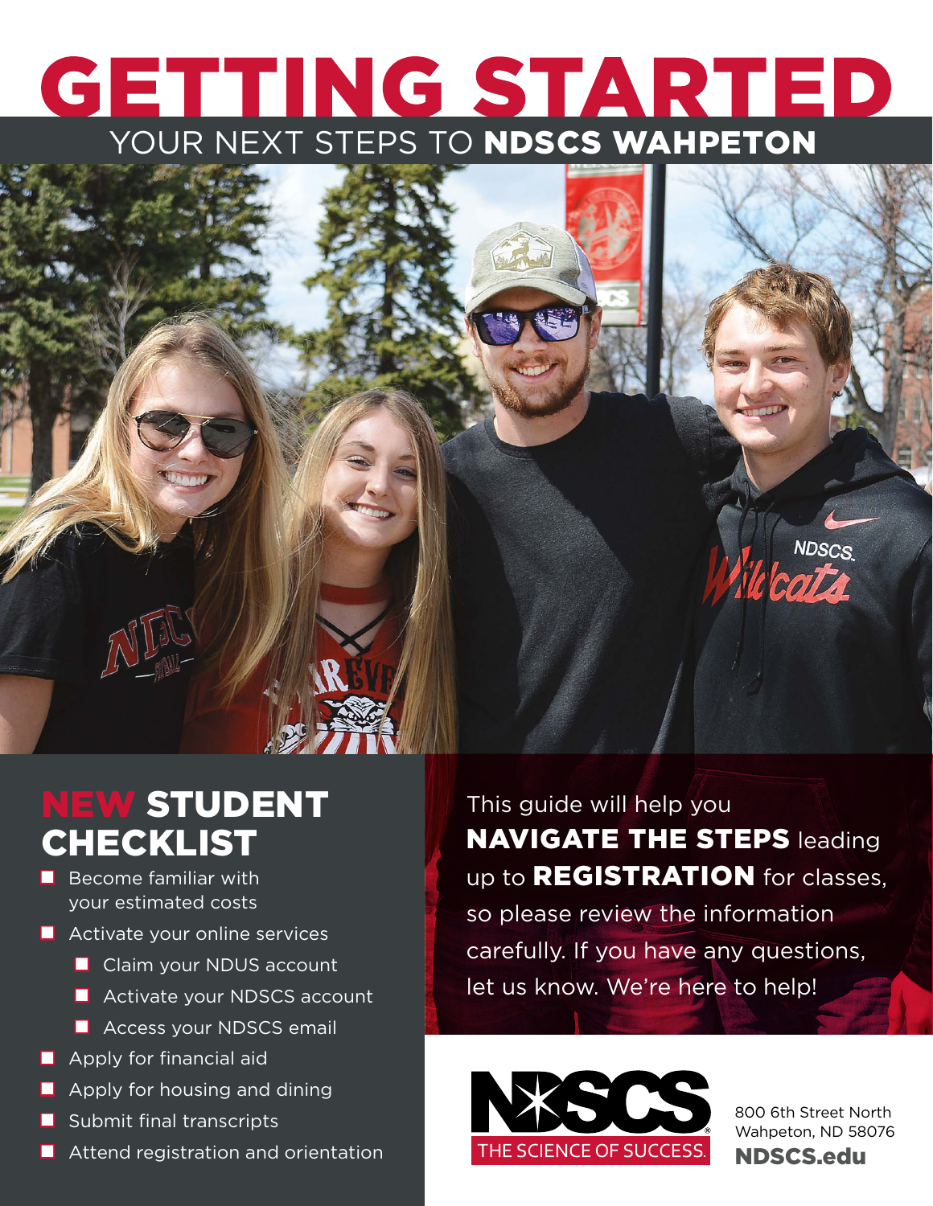# GETTING STARTED

## YOUR NEXT STEPS TO **NDSCS WAHPETON**

## NEW STUDENT CHECKLIST

- Become familiar with your estimated costs
- Activate your online services
  - Claim your NDUS account
  - Activate your NDSCS account
  - Access your NDSCS email
- Apply for financial aid
- Apply for housing and dining
- Submit final transcripts
- Attend registration and orientation

This guide will help you **NAVIGATE THE STEPS** leading up to **REGISTRATION** for classes, so please review the information carefully. If you have any questions, let us know. We're here to help!

NDSCS
THE SCIENCE OF SUCCESS.

800 6th Street North
Wahpeton, ND 58076
**NDSCS.edu**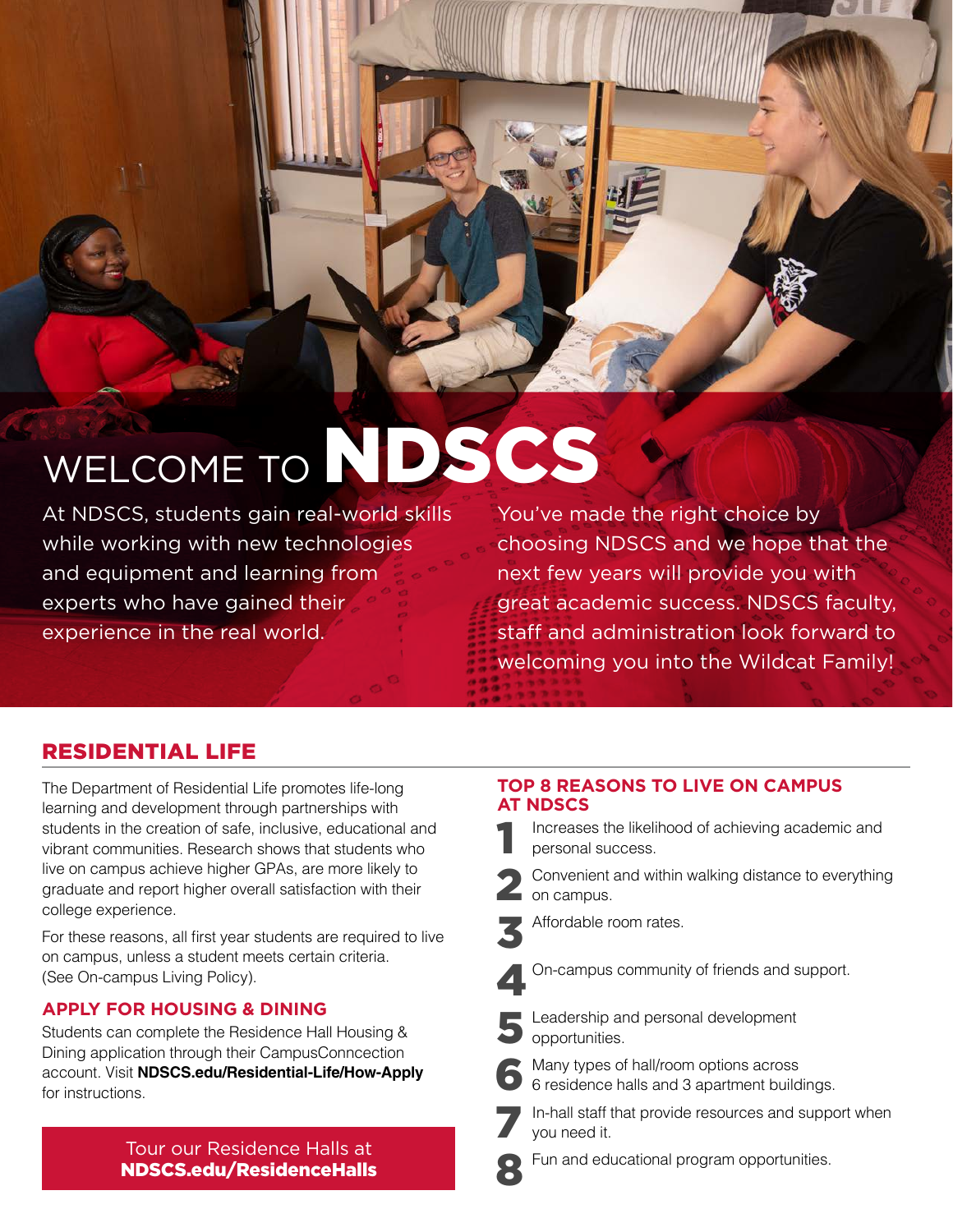# WELCOME TO NDSCS

At NDSCS, students gain real-world skills while working with new technologies and equipment and learning from experts who have gained their experience in the real world.

You've made the right choice by choosing NDSCS and we hope that the next few years will provide you with great academic success. NDSCS faculty, staff and administration look forward to welcoming you into the Wildcat Family!

## RESIDENTIAL LIFE

The Department of Residential Life promotes life-long learning and development through partnerships with students in the creation of safe, inclusive, educational and vibrant communities. Research shows that students who live on campus achieve higher GPAs, are more likely to graduate and report higher overall satisfaction with their college experience.

For these reasons, all first year students are required to live on campus, unless a student meets certain criteria. (See On-campus Living Policy).

### APPLY FOR HOUSING & DINING

Students can complete the Residence Hall Housing & Dining application through their CampusConncection account. Visit **NDSCS.edu/Residential-Life/How-Apply** for instructions.

Tour our Residence Halls at
**NDSCS.edu/ResidenceHalls**

### TOP 8 REASONS TO LIVE ON CAMPUS AT NDSCS

1. Increases the likelihood of achieving academic and personal success.
2. Convenient and within walking distance to everything on campus.
3. Affordable room rates.
4. On-campus community of friends and support.
5. Leadership and personal development opportunities.
6. Many types of hall/room options across 6 residence halls and 3 apartment buildings.
7. In-hall staff that provide resources and support when you need it.
8. Fun and educational program opportunities.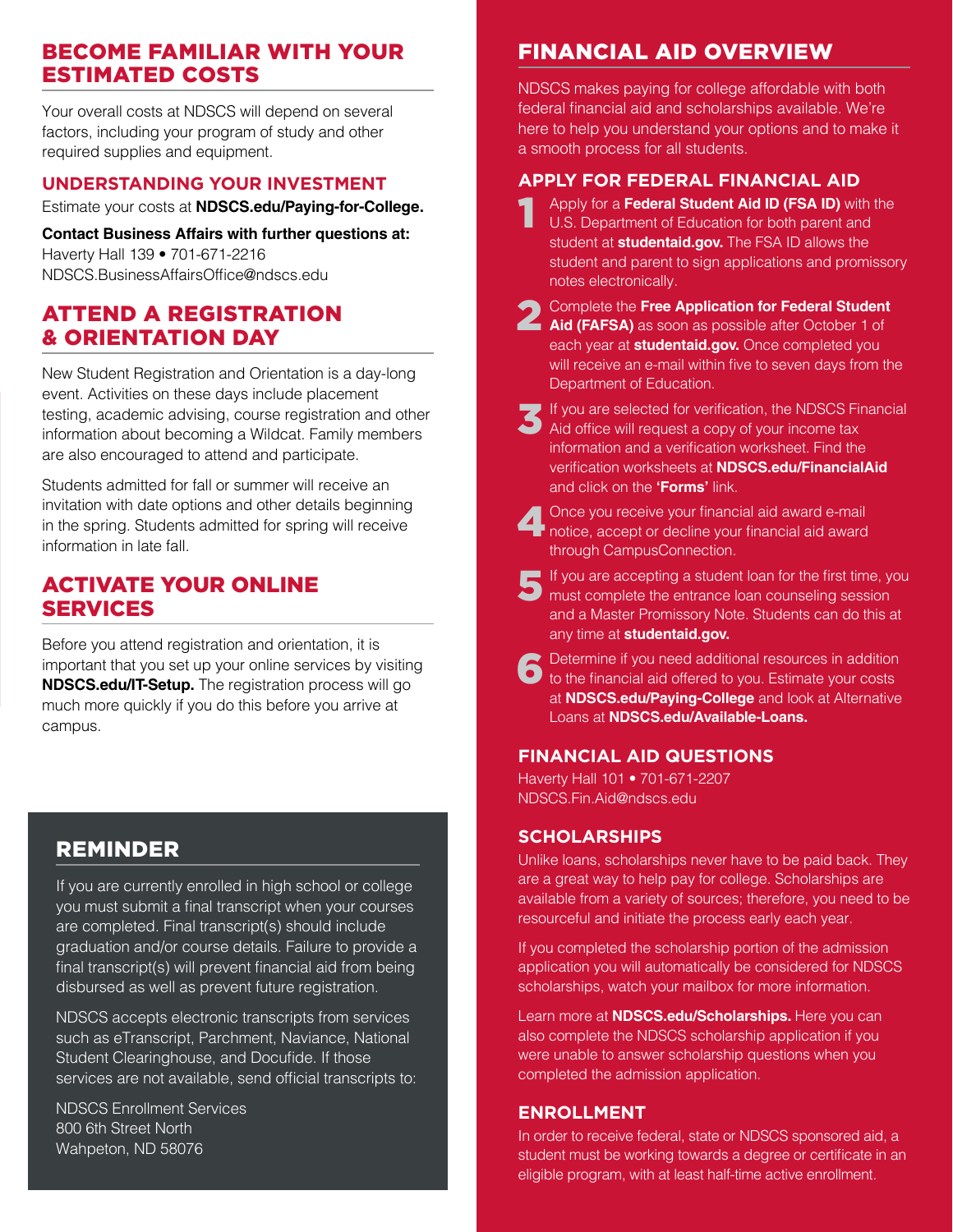## BECOME FAMILIAR WITH YOUR ESTIMATED COSTS

Your overall costs at NDSCS will depend on several factors, including your program of study and other required supplies and equipment.

### UNDERSTANDING YOUR INVESTMENT

Estimate your costs at **NDSCS.edu/Paying-for-College.**

**Contact Business Affairs with further questions at:**
Haverty Hall 139 • 701-671-2216
NDSCS.BusinessAffairsOffice@ndscs.edu

## ATTEND A REGISTRATION & ORIENTATION DAY

New Student Registration and Orientation is a day-long event. Activities on these days include placement testing, academic advising, course registration and other information about becoming a Wildcat. Family members are also encouraged to attend and participate.

Students admitted for fall or summer will receive an invitation with date options and other details beginning in the spring. Students admitted for spring will receive information in late fall.

## ACTIVATE YOUR ONLINE SERVICES

Before you attend registration and orientation, it is important that you set up your online services by visiting **NDSCS.edu/IT-Setup.** The registration process will go much more quickly if you do this before you arrive at campus.

## REMINDER

If you are currently enrolled in high school or college you must submit a final transcript when your courses are completed. Final transcript(s) should include graduation and/or course details. Failure to provide a final transcript(s) will prevent financial aid from being disbursed as well as prevent future registration.

NDSCS accepts electronic transcripts from services such as eTranscript, Parchment, Naviance, National Student Clearinghouse, and Docufide. If those services are not available, send official transcripts to:

NDSCS Enrollment Services
800 6th Street North
Wahpeton, ND 58076

## FINANCIAL AID OVERVIEW

NDSCS makes paying for college affordable with both federal financial aid and scholarships available. We're here to help you understand your options and to make it a smooth process for all students.

### APPLY FOR FEDERAL FINANCIAL AID

1. Apply for a **Federal Student Aid ID (FSA ID)** with the U.S. Department of Education for both parent and student at **studentaid.gov.** The FSA ID allows the student and parent to sign applications and promissory notes electronically.
2. Complete the **Free Application for Federal Student Aid (FAFSA)** as soon as possible after October 1 of each year at **studentaid.gov.** Once completed you will receive an e-mail within five to seven days from the Department of Education.
3. If you are selected for verification, the NDSCS Financial Aid office will request a copy of your income tax information and a verification worksheet. Find the verification worksheets at **NDSCS.edu/FinancialAid** and click on the **'Forms'** link.
4. Once you receive your financial aid award e-mail notice, accept or decline your financial aid award through CampusConnection.
5. If you are accepting a student loan for the first time, you must complete the entrance loan counseling session and a Master Promissory Note. Students can do this at any time at **studentaid.gov.**
6. Determine if you need additional resources in addition to the financial aid offered to you. Estimate your costs at **NDSCS.edu/Paying-College** and look at Alternative Loans at **NDSCS.edu/Available-Loans.**

### FINANCIAL AID QUESTIONS

Haverty Hall 101 • 701-671-2207
NDSCS.Fin.Aid@ndscs.edu

### SCHOLARSHIPS

Unlike loans, scholarships never have to be paid back. They are a great way to help pay for college. Scholarships are available from a variety of sources; therefore, you need to be resourceful and initiate the process early each year.

If you completed the scholarship portion of the admission application you will automatically be considered for NDSCS scholarships, watch your mailbox for more information.

Learn more at **NDSCS.edu/Scholarships.** Here you can also complete the NDSCS scholarship application if you were unable to answer scholarship questions when you completed the admission application.

### ENROLLMENT

In order to receive federal, state or NDSCS sponsored aid, a student must be working towards a degree or certificate in an eligible program, with at least half-time active enrollment.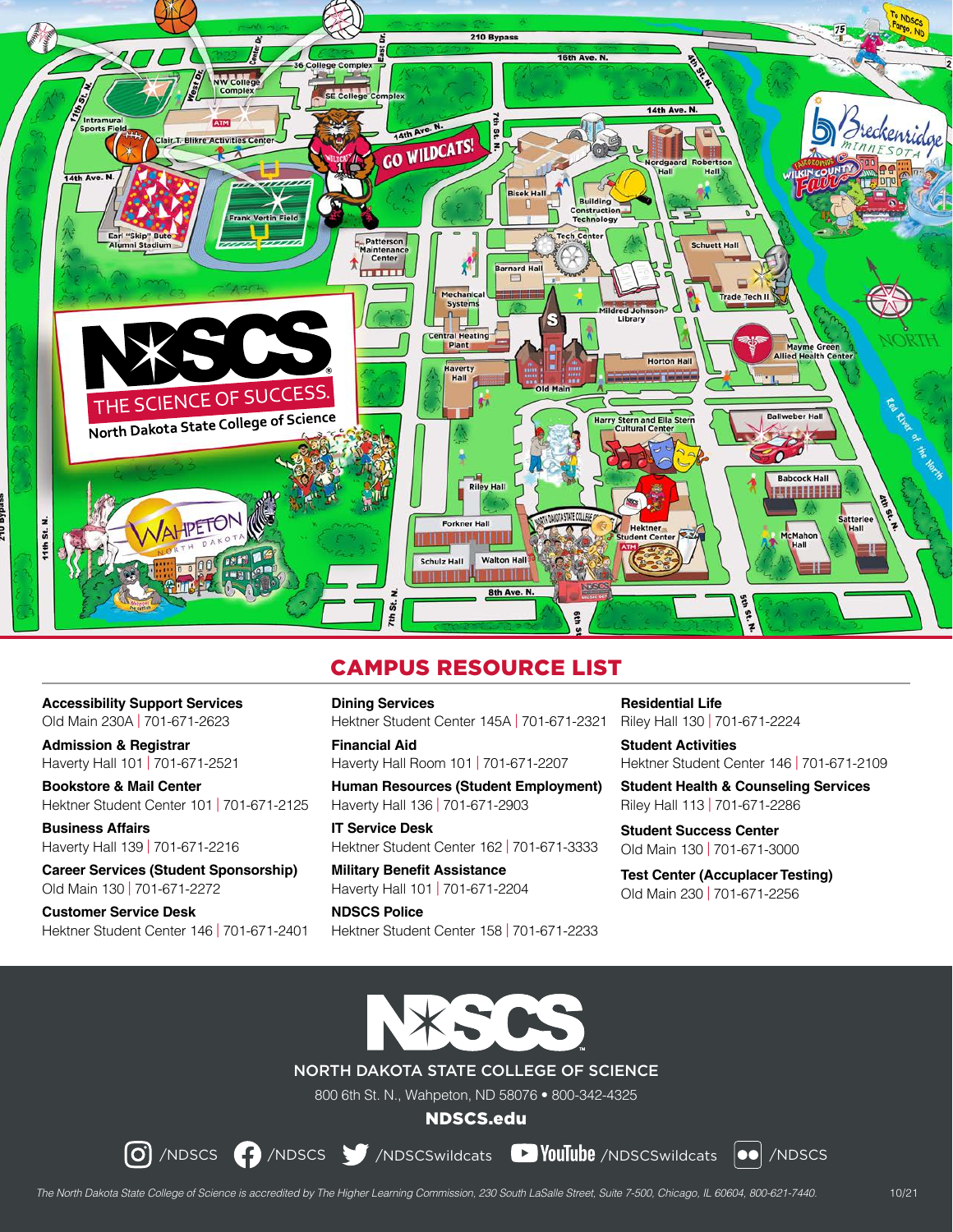## CAMPUS RESOURCE LIST

**Accessibility Support Services**
Old Main 230A | 701-671-2623

**Admission & Registrar**
Haverty Hall 101 | 701-671-2521

**Bookstore & Mail Center**
Hektner Student Center 101 | 701-671-2125

**Business Affairs**
Haverty Hall 139 | 701-671-2216

**Career Services (Student Sponsorship)**
Old Main 130 | 701-671-2272

**Customer Service Desk**
Hektner Student Center 146 | 701-671-2401

**Dining Services**
Hektner Student Center 145A | 701-671-2321

**Financial Aid**
Haverty Hall Room 101 | 701-671-2207

**Human Resources (Student Employment)**
Haverty Hall 136 | 701-671-2903

**IT Service Desk**
Hektner Student Center 162 | 701-671-3333

**Military Benefit Assistance**
Haverty Hall 101 | 701-671-2204

**NDSCS Police**
Hektner Student Center 158 | 701-671-2233

**Residential Life**
Riley Hall 130 | 701-671-2224

**Student Activities**
Hektner Student Center 146 | 701-671-2109

**Student Health & Counseling Services**
Riley Hall 113 | 701-671-2286

**Student Success Center**
Old Main 130 | 701-671-3000

**Test Center (Accuplacer Testing)**
Old Main 230 | 701-671-2256

NDSCS

NORTH DAKOTA STATE COLLEGE OF SCIENCE

800 6th St. N., Wahpeton, ND 58076 • 800-342-4325

**NDSCS.edu**

/NDSCS /NDSCS /NDSCSwildcats YouTube /NDSCSwildcats /NDSCS

*The North Dakota State College of Science is accredited by The Higher Learning Commission, 230 South LaSalle Street, Suite 7-500, Chicago, IL 60604, 800-621-7440.*

10/21